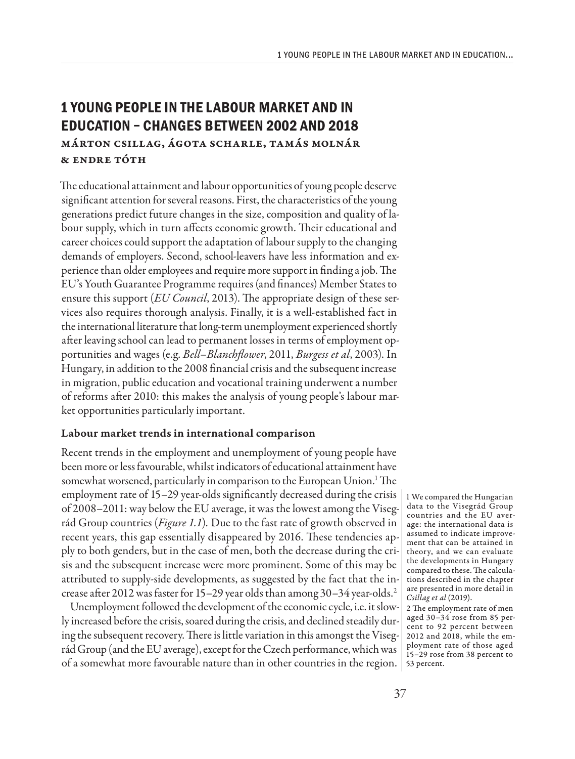# 1 YOUNG PEOPLE IN THE LABOUR MARKET AND IN EDUCATION – CHANGES BETWEEN 2002 AND 2018

**Márton Csillag, Ágota Scharle, Tamás Molnár & Endre Tóth**

The educational attainment and labour opportunities of young people deserve significant attention for several reasons. First, the characteristics of the young generations predict future changes in the size, composition and quality of labour supply, which in turn affects economic growth. Their educational and career choices could support the adaptation of labour supply to the changing demands of employers. Second, school-leavers have less information and experience than older employees and require more support in finding a job. The EU's Youth Guarantee Programme requires (and finances) Member States to ensure this support (*EU Council*, 2013). The appropriate design of these services also requires thorough analysis. Finally, it is a well-established fact in the international literature that long-term unemployment experienced shortly after leaving school can lead to permanent losses in terms of employment opportunities and wages (e.g. *Bell–Blanchflower*, 2011, *Burgess et al*, 2003). In Hungary, in addition to the 2008 financial crisis and the subsequent increase in migration, public education and vocational training underwent a number of reforms after 2010: this makes the analysis of young people's labour market opportunities particularly important.

## Labour market trends in international comparison

Recent trends in the employment and unemployment of young people have been more or less favourable, whilst indicators of educational attainment have somewhat worsened, particularly in comparison to the European Union.[1] The employment rate of 15–29 year-olds significantly decreased during the crisis of 2008–2011: way below the EU average, it was the lowest among the Visegrád Group countries (*Figure 1.1*). Due to the fast rate of growth observed in recent years, this gap essentially disappeared by 2016. These tendencies apply to both genders, but in the case of men, both the decrease during the crisis and the subsequent increase were more prominent. Some of this may be attributed to supply-side developments, as suggested by the fact that the increase after 2012 was faster for 15–29 year olds than among 30–34 year-olds.[2]

Unemployment followed the development of the economic cycle, i.e. it slowly increased before the crisis, soared during the crisis, and declined steadily during the subsequent recovery. There is little variation in this amongst the Visegrád Group (and the EU average), except for the Czech performance, which was of a somewhat more favourable nature than in other countries in the region.

1 We compared the Hungarian data to the Visegrád Group countries and the EU average: the international data is assumed to indicate improvement that can be attained in theory, and we can evaluate the developments in Hungary compared to these. The calculations described in the chapter are presented in more detail in *Csillag et al* (2019).

2 The employment rate of men aged 30–34 rose from 85 percent to 92 percent between 2012 and 2018, while the employment rate of those aged 15–29 rose from 38 percent to 53 percent.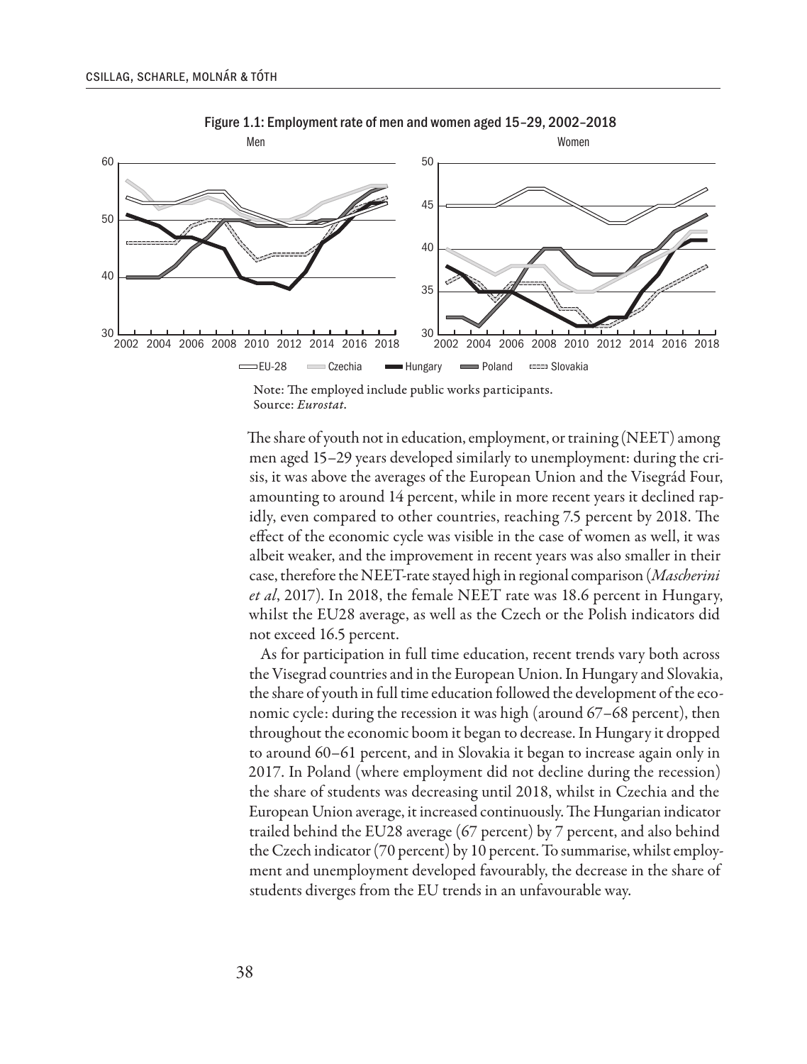Figure 1.1: Employment rate of men and women aged 15–29, 2002–2018

Note: The employed include public works participants.
Source: *Eurostat*.

The share of youth not in education, employment, or training (NEET) among men aged 15–29 years developed similarly to unemployment: during the crisis, it was above the averages of the European Union and the Visegrád Four, amounting to around 14 percent, while in more recent years it declined rapidly, even compared to other countries, reaching 7.5 percent by 2018. The effect of the economic cycle was visible in the case of women as well, it was albeit weaker, and the improvement in recent years was also smaller in their case, therefore the NEET-rate stayed high in regional comparison (*Mascherini et al*, 2017). In 2018, the female NEET rate was 18.6 percent in Hungary, whilst the EU28 average, as well as the Czech or the Polish indicators did not exceed 16.5 percent.

As for participation in full time education, recent trends vary both across the Visegrad countries and in the European Union. In Hungary and Slovakia, the share of youth in full time education followed the development of the economic cycle: during the recession it was high (around 67–68 percent), then throughout the economic boom it began to decrease. In Hungary it dropped to around 60–61 percent, and in Slovakia it began to increase again only in 2017. In Poland (where employment did not decline during the recession) the share of students was decreasing until 2018, whilst in Czechia and the European Union average, it increased continuously. The Hungarian indicator trailed behind the EU28 average (67 percent) by 7 percent, and also behind the Czech indicator (70 percent) by 10 percent. To summarise, whilst employment and unemployment developed favourably, the decrease in the share of students diverges from the EU trends in an unfavourable way.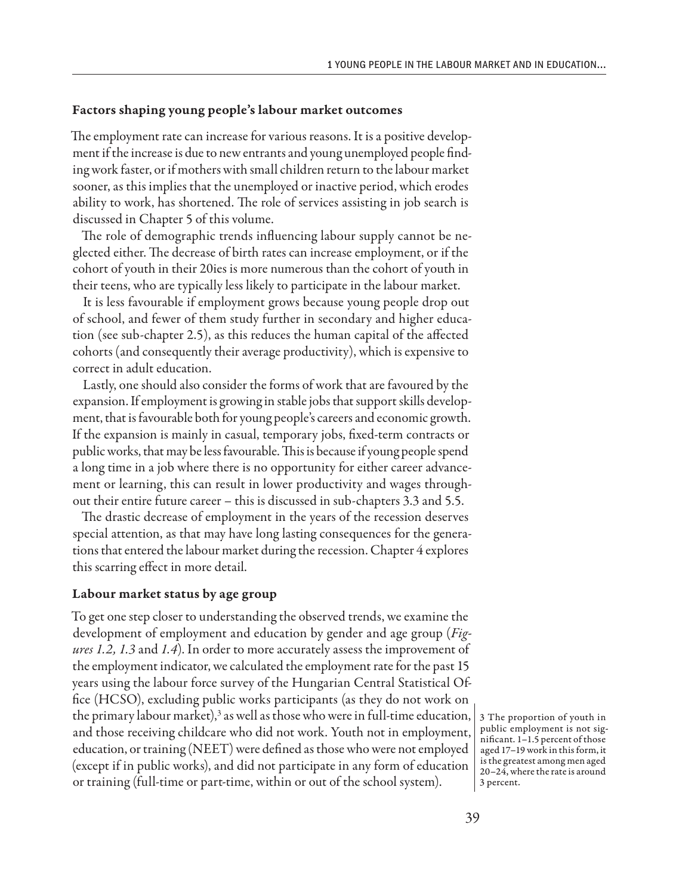### Factors shaping young people's labour market outcomes

The employment rate can increase for various reasons. It is a positive development if the increase is due to new entrants and young unemployed people finding work faster, or if mothers with small children return to the labour market sooner, as this implies that the unemployed or inactive period, which erodes ability to work, has shortened. The role of services assisting in job search is discussed in Chapter 5 of this volume.

The role of demographic trends influencing labour supply cannot be neglected either. The decrease of birth rates can increase employment, or if the cohort of youth in their 20ies is more numerous than the cohort of youth in their teens, who are typically less likely to participate in the labour market.

It is less favourable if employment grows because young people drop out of school, and fewer of them study further in secondary and higher education (see sub-chapter 2.5), as this reduces the human capital of the affected cohorts (and consequently their average productivity), which is expensive to correct in adult education.

Lastly, one should also consider the forms of work that are favoured by the expansion. If employment is growing in stable jobs that support skills development, that is favourable both for young people's careers and economic growth. If the expansion is mainly in casual, temporary jobs, fixed-term contracts or public works, that may be less favourable. This is because if young people spend a long time in a job where there is no opportunity for either career advancement or learning, this can result in lower productivity and wages throughout their entire future career – this is discussed in sub-chapters 3.3 and 5.5.

The drastic decrease of employment in the years of the recession deserves special attention, as that may have long lasting consequences for the generations that entered the labour market during the recession. Chapter 4 explores this scarring effect in more detail.

### Labour market status by age group

To get one step closer to understanding the observed trends, we examine the development of employment and education by gender and age group (*Figures 1.2, 1.3* and *1.4*). In order to more accurately assess the improvement of the employment indicator, we calculated the employment rate for the past 15 years using the labour force survey of the Hungarian Central Statistical Office (HCSO), excluding public works participants (as they do not work on the primary labour market),[3] as well as those who were in full-time education, and those receiving childcare who did not work. Youth not in employment, education, or training (NEET) were defined as those who were not employed (except if in public works), and did not participate in any form of education or training (full-time or part-time, within or out of the school system).

3 The proportion of youth in public employment is not significant. 1–1.5 percent of those aged 17–19 work in this form, it is the greatest among men aged 20–24, where the rate is around 3 percent.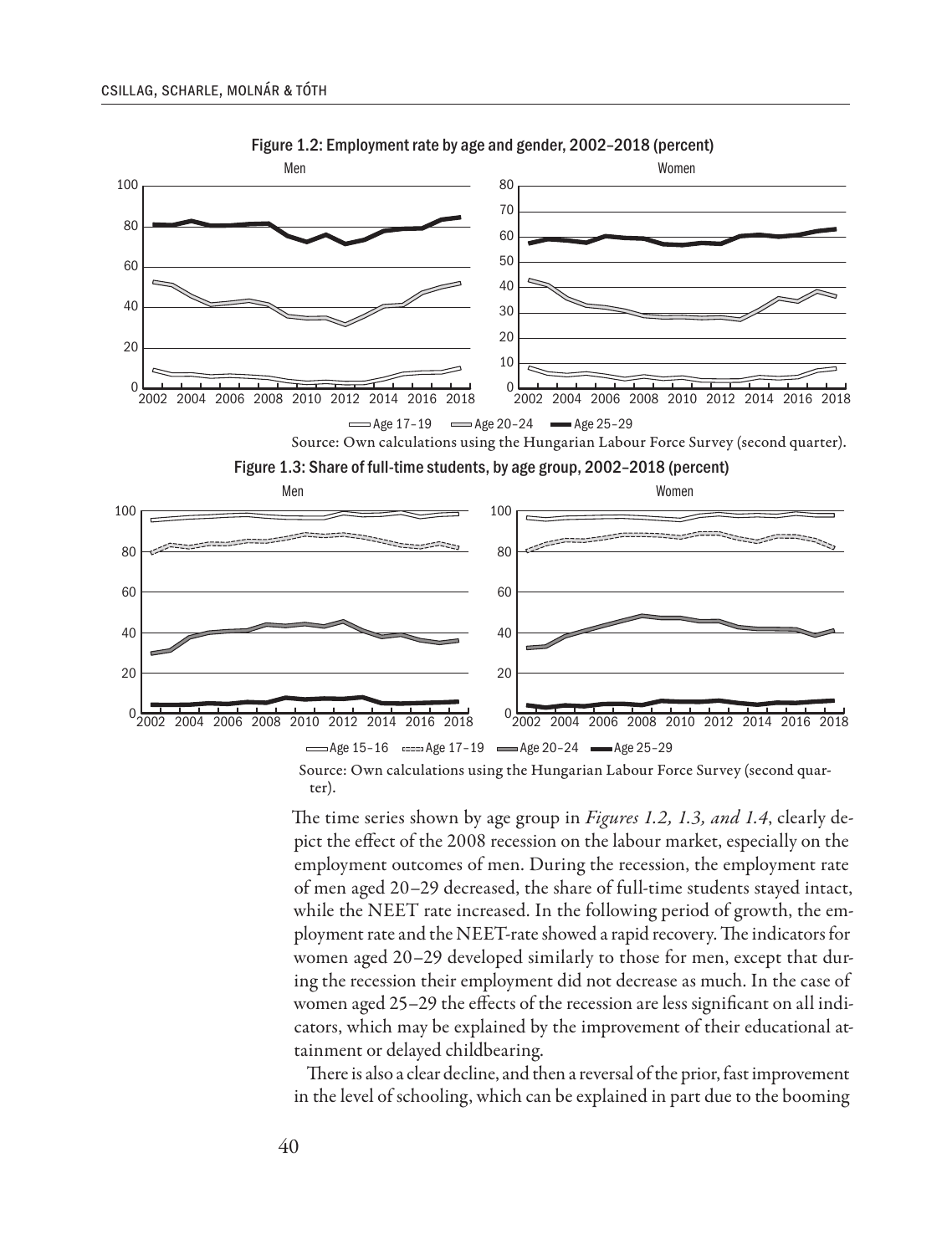Figure 1.2: Employment rate by age and gender, 2002–2018 (percent)

Source: Own calculations using the Hungarian Labour Force Survey (second quarter).

Figure 1.3: Share of full-time students, by age group, 2002–2018 (percent)

Source: Own calculations using the Hungarian Labour Force Survey (second quarter).

The time series shown by age group in *Figures 1.2, 1.3, and 1.4*, clearly depict the effect of the 2008 recession on the labour market, especially on the employment outcomes of men. During the recession, the employment rate of men aged 20–29 decreased, the share of full-time students stayed intact, while the NEET rate increased. In the following period of growth, the employment rate and the NEET-rate showed a rapid recovery. The indicators for women aged 20–29 developed similarly to those for men, except that during the recession their employment did not decrease as much. In the case of women aged 25–29 the effects of the recession are less significant on all indicators, which may be explained by the improvement of their educational attainment or delayed childbearing.

There is also a clear decline, and then a reversal of the prior, fast improvement in the level of schooling, which can be explained in part due to the booming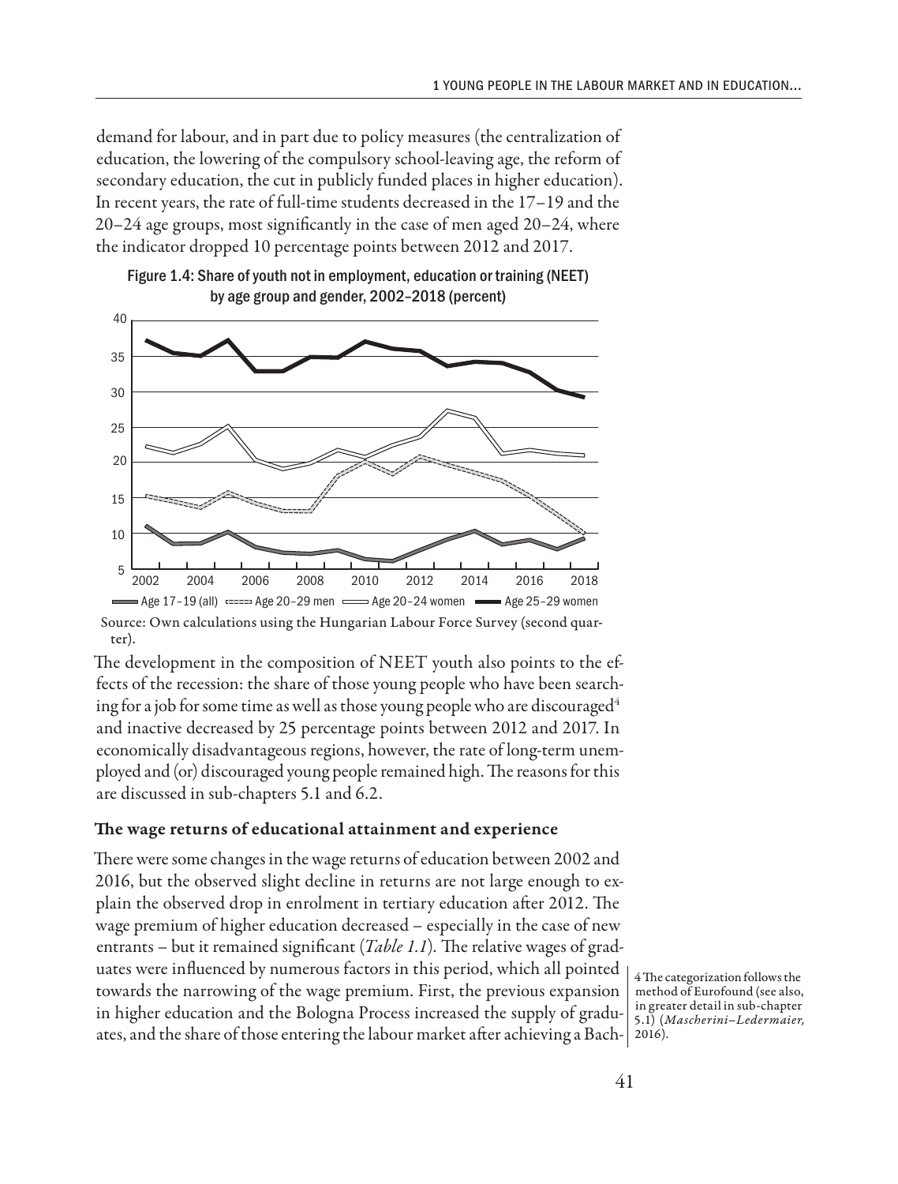demand for labour, and in part due to policy measures (the centralization of education, the lowering of the compulsory school-leaving age, the reform of secondary education, the cut in publicly funded places in higher education). In recent years, the rate of full-time students decreased in the 17–19 and the 20–24 age groups, most significantly in the case of men aged 20–24, where the indicator dropped 10 percentage points between 2012 and 2017.

Figure 1.4: Share of youth not in employment, education or training (NEET) by age group and gender, 2002–2018 (percent)

Source: Own calculations using the Hungarian Labour Force Survey (second quarter).

The development in the composition of NEET youth also points to the effects of the recession: the share of those young people who have been searching for a job for some time as well as those young people who are discouraged[4] and inactive decreased by 25 percentage points between 2012 and 2017. In economically disadvantageous regions, however, the rate of long-term unemployed and (or) discouraged young people remained high. The reasons for this are discussed in sub-chapters 5.1 and 6.2.

### The wage returns of educational attainment and experience

There were some changes in the wage returns of education between 2002 and 2016, but the observed slight decline in returns are not large enough to explain the observed drop in enrolment in tertiary education after 2012. The wage premium of higher education decreased – especially in the case of new entrants – but it remained significant (*Table 1.1*). The relative wages of graduates were influenced by numerous factors in this period, which all pointed towards the narrowing of the wage premium. First, the previous expansion in higher education and the Bologna Process increased the supply of graduates, and the share of those entering the labour market after achieving a Bach-

[4] The categorization follows the method of Eurofound (see also, in greater detail in sub-chapter 5.1) (*Mascherini–Ledermaier, 2016*).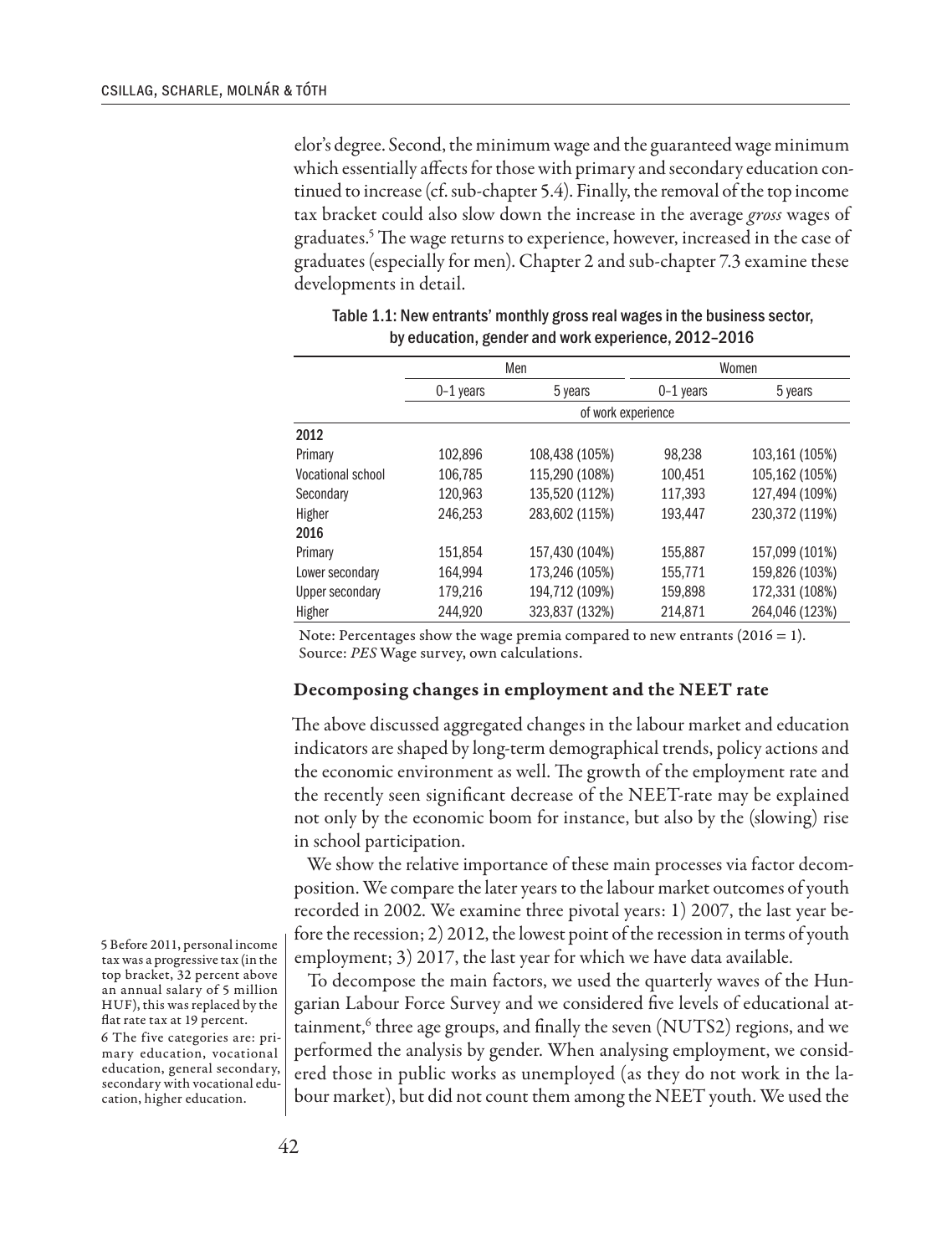elor's degree. Second, the minimum wage and the guaranteed wage minimum which essentially affects for those with primary and secondary education continued to increase (cf. sub-chapter 5.4). Finally, the removal of the top income tax bracket could also slow down the increase in the average *gross* wages of graduates.[5] The wage returns to experience, however, increased in the case of graduates (especially for men). Chapter 2 and sub-chapter 7.3 examine these developments in detail.

Table 1.1: New entrants' monthly gross real wages in the business sector, by education, gender and work experience, 2012–2016

| | Men | | Women | |
|---|---|---|---|---|
| | 0–1 years | 5 years | 0–1 years | 5 years |
| | of work experience | | | |
| **2012** | | | | |
| Primary | 102,896 | 108,438 (105%) | 98,238 | 103,161 (105%) |
| Vocational school | 106,785 | 115,290 (108%) | 100,451 | 105,162 (105%) |
| Secondary | 120,963 | 135,520 (112%) | 117,393 | 127,494 (109%) |
| Higher | 246,253 | 283,602 (115%) | 193,447 | 230,372 (119%) |
| **2016** | | | | |
| Primary | 151,854 | 157,430 (104%) | 155,887 | 157,099 (101%) |
| Lower secondary | 164,994 | 173,246 (105%) | 155,771 | 159,826 (103%) |
| Upper secondary | 179,216 | 194,712 (109%) | 159,898 | 172,331 (108%) |
| Higher | 244,920 | 323,837 (132%) | 214,871 | 264,046 (123%) |

Note: Percentages show the wage premia compared to new entrants (2016 = 1).
Source: *PES* Wage survey, own calculations.

### Decomposing changes in employment and the NEET rate

The above discussed aggregated changes in the labour market and education indicators are shaped by long-term demographical trends, policy actions and the economic environment as well. The growth of the employment rate and the recently seen significant decrease of the NEET-rate may be explained not only by the economic boom for instance, but also by the (slowing) rise in school participation.

We show the relative importance of these main processes via factor decomposition. We compare the later years to the labour market outcomes of youth recorded in 2002. We examine three pivotal years: 1) 2007, the last year before the recession; 2) 2012, the lowest point of the recession in terms of youth employment; 3) 2017, the last year for which we have data available.

To decompose the main factors, we used the quarterly waves of the Hungarian Labour Force Survey and we considered five levels of educational attainment,[6] three age groups, and finally the seven (NUTS2) regions, and we performed the analysis by gender. When analysing employment, we considered those in public works as unemployed (as they do not work in the labour market), but did not count them among the NEET youth. We used the

5 Before 2011, personal income tax was a progressive tax (in the top bracket, 32 percent above an annual salary of 5 million HUF), this was replaced by the flat rate tax at 19 percent.

6 The five categories are: primary education, vocational education, general secondary, secondary with vocational education, higher education.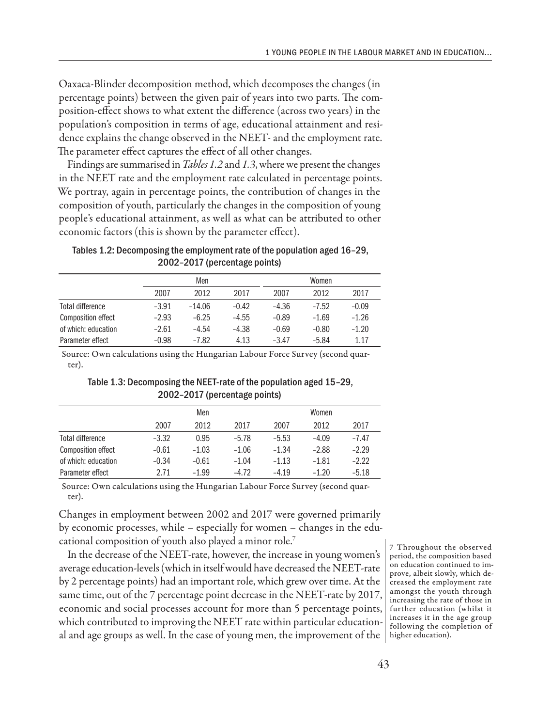Oaxaca-Blinder decomposition method, which decomposes the changes (in percentage points) between the given pair of years into two parts. The composition-effect shows to what extent the difference (across two years) in the population's composition in terms of age, educational attainment and residence explains the change observed in the NEET- and the employment rate. The parameter effect captures the effect of all other changes.

Findings are summarised in *Tables 1.2* and *1.3*, where we present the changes in the NEET rate and the employment rate calculated in percentage points. We portray, again in percentage points, the contribution of changes in the composition of youth, particularly the changes in the composition of young people's educational attainment, as well as what can be attributed to other economic factors (this is shown by the parameter effect).

Tables 1.2: Decomposing the employment rate of the population aged 16–29, 2002–2017 (percentage points)

| | Men | | | Women | | |
|---|---|---|---|---|---|---|
| | 2007 | 2012 | 2017 | 2007 | 2012 | 2017 |
| Total difference | −3.91 | −14.06 | −0.42 | −4.36 | −7.52 | −0.09 |
| Composition effect | −2.93 | −6.25 | −4.55 | −0.89 | −1.69 | −1.26 |
| of which: education | −2.61 | −4.54 | −4.38 | −0.69 | −0.80 | −1.20 |
| Parameter effect | −0.98 | −7.82 | 4.13 | −3.47 | −5.84 | 1.17 |

Source: Own calculations using the Hungarian Labour Force Survey (second quarter).

Table 1.3: Decomposing the NEET-rate of the population aged 15–29, 2002–2017 (percentage points)

| | Men | | | Women | | |
|---|---|---|---|---|---|---|
| | 2007 | 2012 | 2017 | 2007 | 2012 | 2017 |
| Total difference | −3.32 | 0.95 | −5.78 | −5.53 | −4.09 | −7.47 |
| Composition effect | −0.61 | −1.03 | −1.06 | −1.34 | −2.88 | −2.29 |
| of which: education | −0.34 | −0.61 | −1.04 | −1.13 | −1.81 | −2.22 |
| Parameter effect | 2.71 | −1.99 | −4.72 | −4.19 | −1.20 | −5.18 |

Source: Own calculations using the Hungarian Labour Force Survey (second quarter).

Changes in employment between 2002 and 2017 were governed primarily by economic processes, while – especially for women – changes in the educational composition of youth also played a minor role.[7]

In the decrease of the NEET-rate, however, the increase in young women's average education-levels (which in itself would have decreased the NEET-rate by 2 percentage points) had an important role, which grew over time. At the same time, out of the 7 percentage point decrease in the NEET-rate by 2017, economic and social processes account for more than 5 percentage points, which contributed to improving the NEET rate within particular educational and age groups as well. In the case of young men, the improvement of the

7 Throughout the observed period, the composition based on education continued to improve, albeit slowly, which decreased the employment rate amongst the youth through increasing the rate of those in further education (whilst it increases it in the age group following the completion of higher education).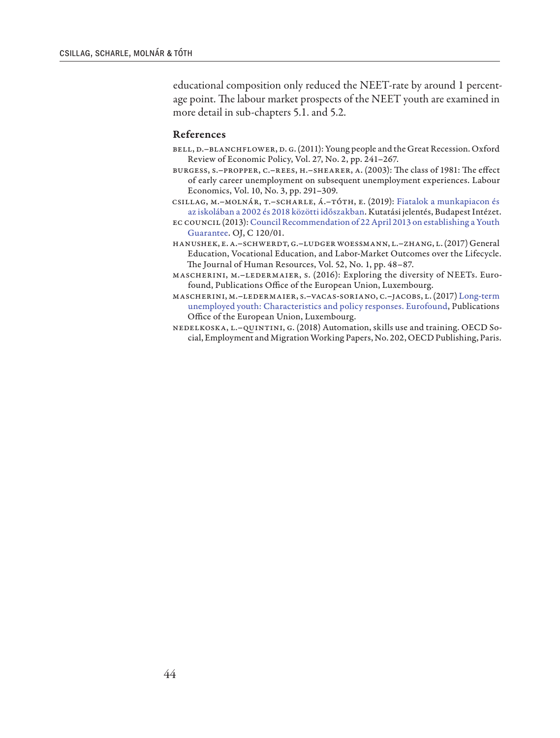educational composition only reduced the NEET-rate by around 1 percentage point. The labour market prospects of the NEET youth are examined in more detail in sub-chapters 5.1. and 5.2.

## References

Bell, D.–Blanchflower, D. G. (2011): Young people and the Great Recession. Oxford Review of Economic Policy, Vol. 27, No. 2, pp. 241–267.

Burgess, S.–Propper, C.–Rees, H.–Shearer, A. (2003): The class of 1981: The effect of early career unemployment on subsequent unemployment experiences. Labour Economics, Vol. 10, No. 3, pp. 291–309.

Csillag, M.–Molnár, T.–Scharle, Á.–Tóth, E. (2019): Fiatalok a munkapiacon és az iskolában a 2002 és 2018 közötti időszakban. Kutatási jelentés, Budapest Intézet.

EC Council (2013): Council Recommendation of 22 April 2013 on establishing a Youth Guarantee. OJ, C 120/01.

Hanushek, E. A.–Schwerdt, G.–Ludger Woessmann, L.–Zhang, L. (2017) General Education, Vocational Education, and Labor-Market Outcomes over the Lifecycle. The Journal of Human Resources, Vol. 52, No. 1, pp. 48–87.

Mascherini, M.–Ledermaier, S. (2016): Exploring the diversity of NEETs. Eurofound, Publications Office of the European Union, Luxembourg.

Mascherini, M.–Ledermaier, S.–Vacas-Soriano, C.–Jacobs, L. (2017) Long-term unemployed youth: Characteristics and policy responses. Eurofound, Publications Office of the European Union, Luxembourg.

Nedelkoska, L.–Quintini, G. (2018) Automation, skills use and training. OECD Social, Employment and Migration Working Papers, No. 202, OECD Publishing, Paris.